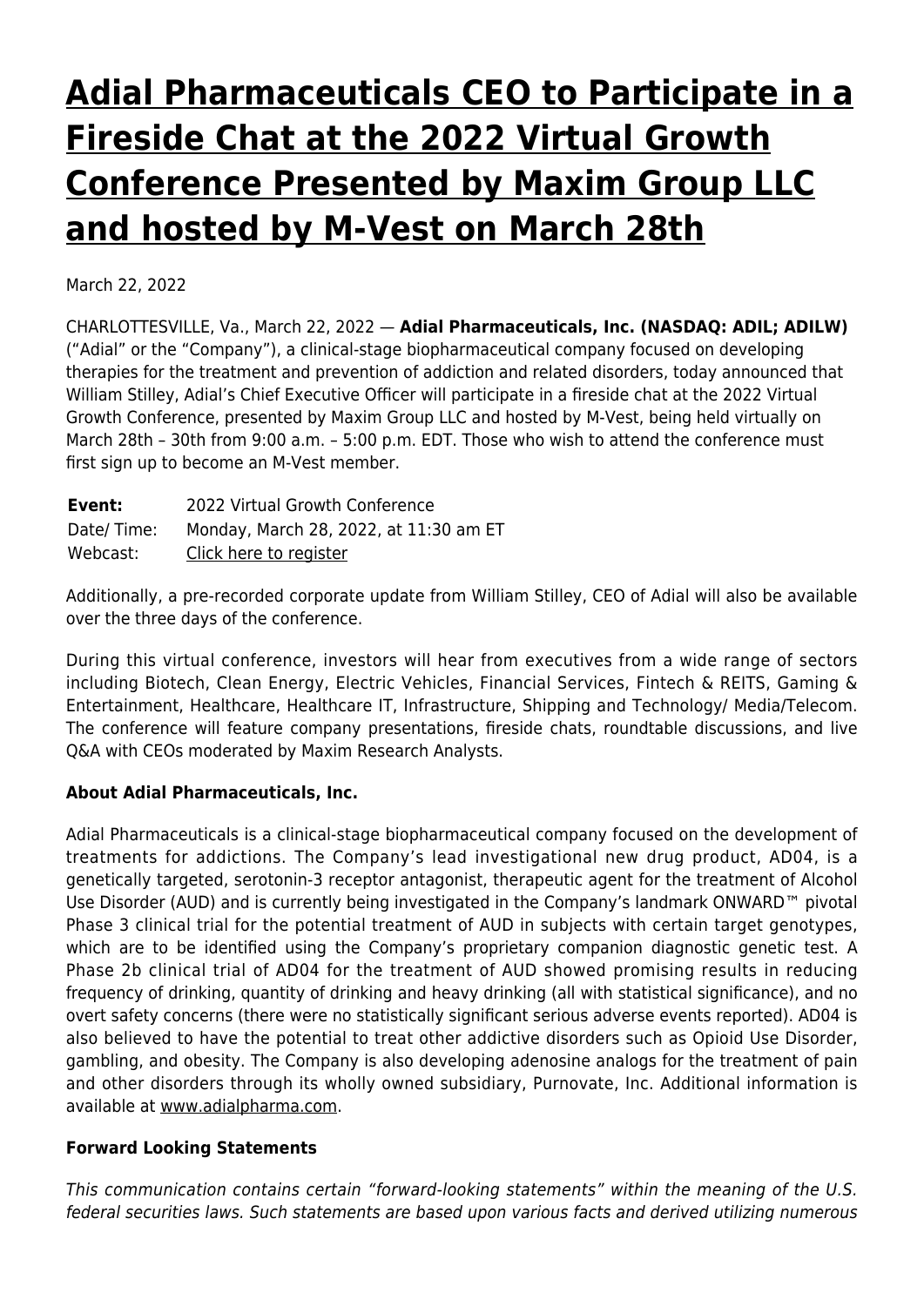# Adial Pharmaceuticals CEO to Participate in a Fireside Chat at the 2022 Virtual Growth Conference Presented by Maxim Group LLC and hosted by M-Vest on March 28th

March 22, 2022

CHARLOTTESVILLE, Va., March 22, 2022 — **Adial Pharmaceuticals, Inc. (NASDAQ: ADIL; ADILW)** ("Adial" or the "Company"), a clinical-stage biopharmaceutical company focused on developing therapies for the treatment and prevention of addiction and related disorders, today announced that William Stilley, Adial's Chief Executive Officer will participate in a fireside chat at the 2022 Virtual Growth Conference, presented by Maxim Group LLC and hosted by M-Vest, being held virtually on March 28th – 30th from 9:00 a.m. – 5:00 p.m. EDT. Those who wish to attend the conference must first sign up to become an M-Vest member.

| **Event:** | 2022 Virtual Growth Conference |
|---|---|
| Date/ Time: | Monday, March 28, 2022, at 11:30 am ET |
| Webcast: | Click here to register |

Additionally, a pre-recorded corporate update from William Stilley, CEO of Adial will also be available over the three days of the conference.

During this virtual conference, investors will hear from executives from a wide range of sectors including Biotech, Clean Energy, Electric Vehicles, Financial Services, Fintech & REITS, Gaming & Entertainment, Healthcare, Healthcare IT, Infrastructure, Shipping and Technology/ Media/Telecom. The conference will feature company presentations, fireside chats, roundtable discussions, and live Q&A with CEOs moderated by Maxim Research Analysts.

**About Adial Pharmaceuticals, Inc.**

Adial Pharmaceuticals is a clinical-stage biopharmaceutical company focused on the development of treatments for addictions. The Company's lead investigational new drug product, AD04, is a genetically targeted, serotonin-3 receptor antagonist, therapeutic agent for the treatment of Alcohol Use Disorder (AUD) and is currently being investigated in the Company's landmark ONWARD™ pivotal Phase 3 clinical trial for the potential treatment of AUD in subjects with certain target genotypes, which are to be identified using the Company's proprietary companion diagnostic genetic test. A Phase 2b clinical trial of AD04 for the treatment of AUD showed promising results in reducing frequency of drinking, quantity of drinking and heavy drinking (all with statistical significance), and no overt safety concerns (there were no statistically significant serious adverse events reported). AD04 is also believed to have the potential to treat other addictive disorders such as Opioid Use Disorder, gambling, and obesity. The Company is also developing adenosine analogs for the treatment of pain and other disorders through its wholly owned subsidiary, Purnovate, Inc. Additional information is available at www.adialpharma.com.

**Forward Looking Statements**

*This communication contains certain "forward-looking statements" within the meaning of the U.S. federal securities laws. Such statements are based upon various facts and derived utilizing numerous*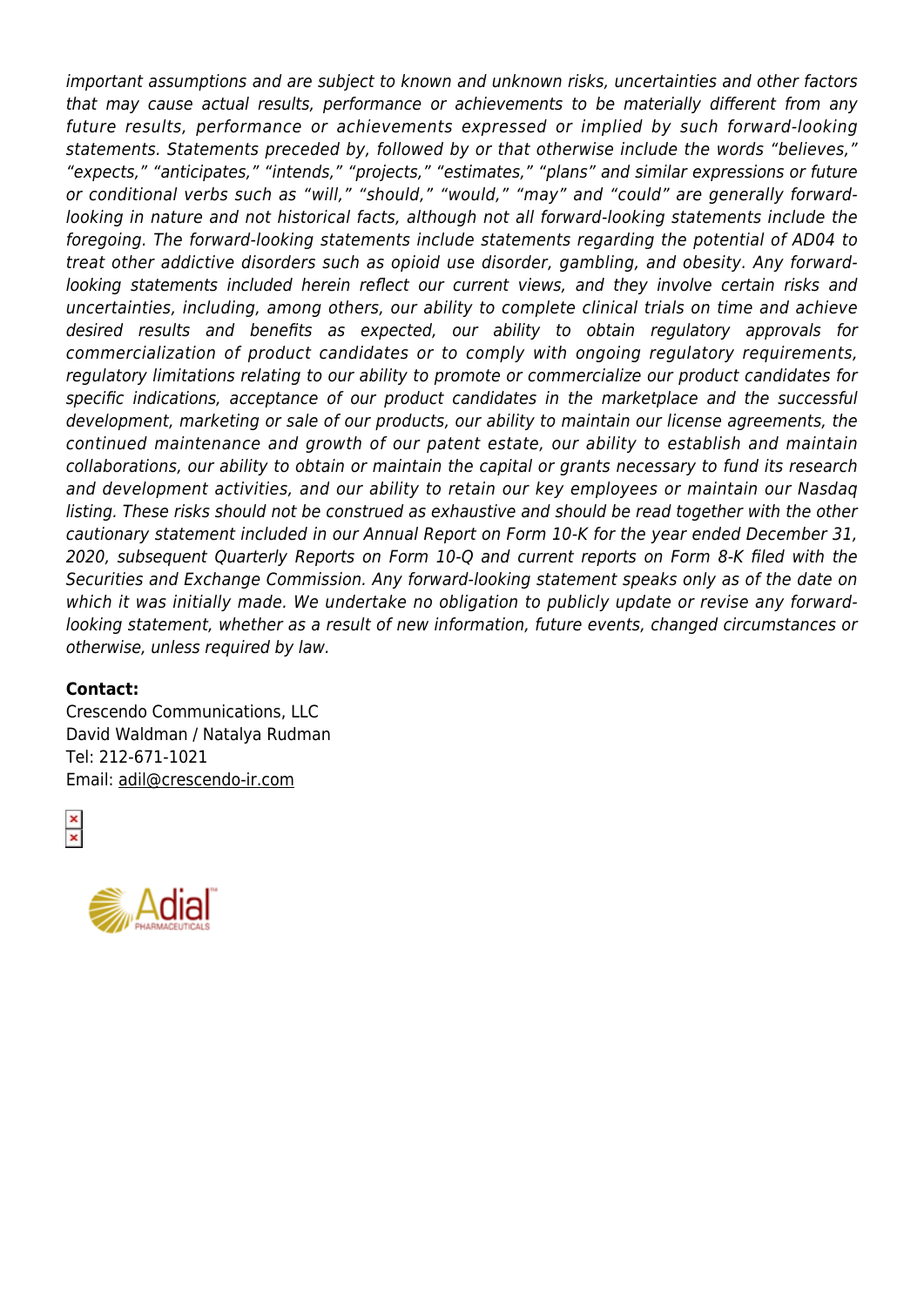*important assumptions and are subject to known and unknown risks, uncertainties and other factors that may cause actual results, performance or achievements to be materially different from any future results, performance or achievements expressed or implied by such forward-looking statements. Statements preceded by, followed by or that otherwise include the words "believes," "expects," "anticipates," "intends," "projects," "estimates," "plans" and similar expressions or future or conditional verbs such as "will," "should," "would," "may" and "could" are generally forward-looking in nature and not historical facts, although not all forward-looking statements include the foregoing. The forward-looking statements include statements regarding the potential of AD04 to treat other addictive disorders such as opioid use disorder, gambling, and obesity. Any forward-looking statements included herein reflect our current views, and they involve certain risks and uncertainties, including, among others, our ability to complete clinical trials on time and achieve desired results and benefits as expected, our ability to obtain regulatory approvals for commercialization of product candidates or to comply with ongoing regulatory requirements, regulatory limitations relating to our ability to promote or commercialize our product candidates for specific indications, acceptance of our product candidates in the marketplace and the successful development, marketing or sale of our products, our ability to maintain our license agreements, the continued maintenance and growth of our patent estate, our ability to establish and maintain collaborations, our ability to obtain or maintain the capital or grants necessary to fund its research and development activities, and our ability to retain our key employees or maintain our Nasdaq listing. These risks should not be construed as exhaustive and should be read together with the other cautionary statement included in our Annual Report on Form 10-K for the year ended December 31, 2020, subsequent Quarterly Reports on Form 10-Q and current reports on Form 8-K filed with the Securities and Exchange Commission. Any forward-looking statement speaks only as of the date on which it was initially made. We undertake no obligation to publicly update or revise any forward-looking statement, whether as a result of new information, future events, changed circumstances or otherwise, unless required by law.*

**Contact:**
Crescendo Communications, LLC
David Waldman / Natalya Rudman
Tel: 212-671-1021
Email: adil@crescendo-ir.com